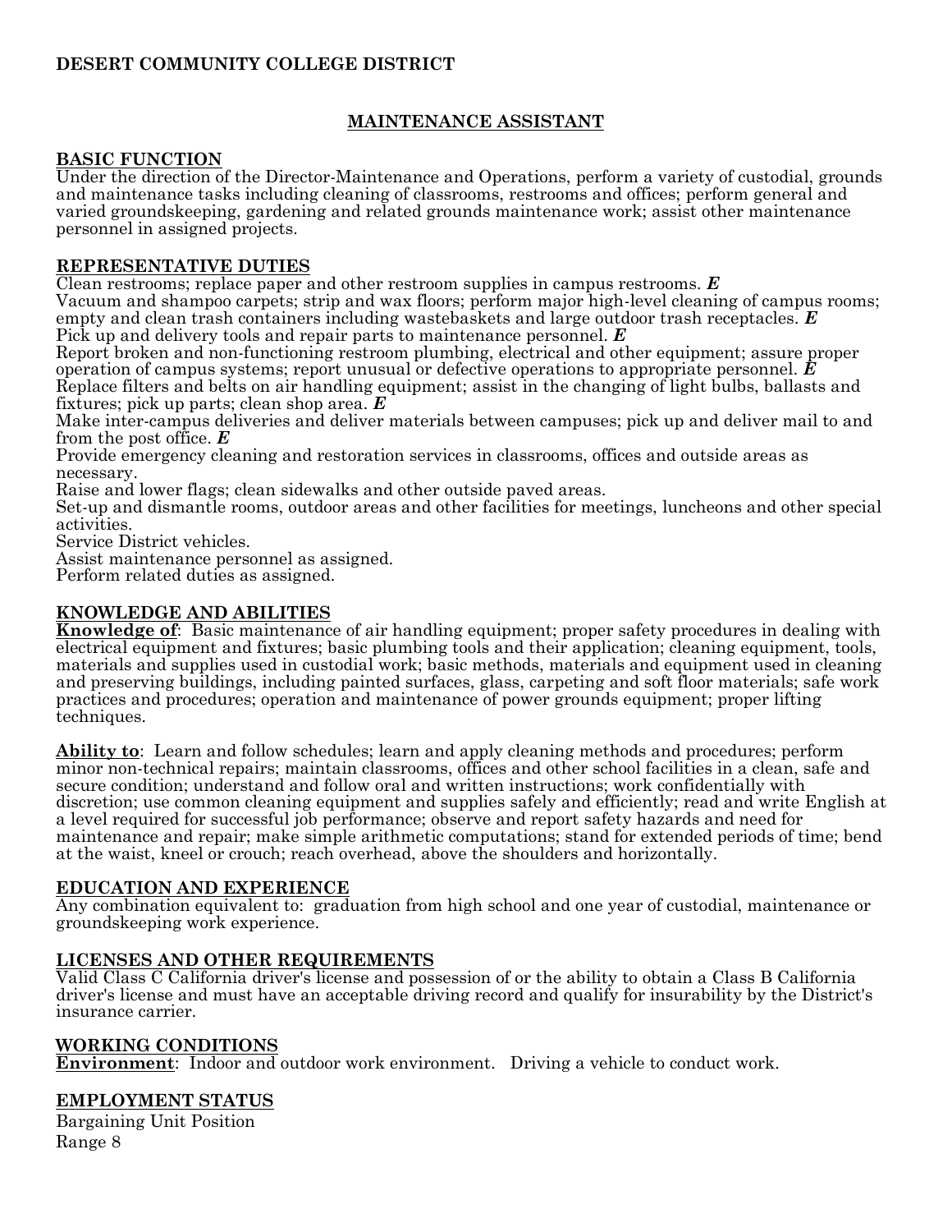**DESERT COMMUNITY COLLEGE DISTRICT**

# MAINTENANCE ASSISTANT

## BASIC FUNCTION

Under the direction of the Director-Maintenance and Operations, perform a variety of custodial, grounds and maintenance tasks including cleaning of classrooms, restrooms and offices; perform general and varied groundskeeping, gardening and related grounds maintenance work; assist other maintenance personnel in assigned projects.

## REPRESENTATIVE DUTIES

Clean restrooms; replace paper and other restroom supplies in campus restrooms. ***E***

Vacuum and shampoo carpets; strip and wax floors; perform major high-level cleaning of campus rooms; empty and clean trash containers including wastebaskets and large outdoor trash receptacles. ***E***

Pick up and delivery tools and repair parts to maintenance personnel. ***E***

Report broken and non-functioning restroom plumbing, electrical and other equipment; assure proper operation of campus systems; report unusual or defective operations to appropriate personnel. ***E***

Replace filters and belts on air handling equipment; assist in the changing of light bulbs, ballasts and fixtures; pick up parts; clean shop area. ***E***

Make inter-campus deliveries and deliver materials between campuses; pick up and deliver mail to and from the post office. ***E***

Provide emergency cleaning and restoration services in classrooms, offices and outside areas as necessary.

Raise and lower flags; clean sidewalks and other outside paved areas.

Set-up and dismantle rooms, outdoor areas and other facilities for meetings, luncheons and other special activities.

Service District vehicles.

Assist maintenance personnel as assigned.

Perform related duties as assigned.

## KNOWLEDGE AND ABILITIES

**Knowledge of**: Basic maintenance of air handling equipment; proper safety procedures in dealing with electrical equipment and fixtures; basic plumbing tools and their application; cleaning equipment, tools, materials and supplies used in custodial work; basic methods, materials and equipment used in cleaning and preserving buildings, including painted surfaces, glass, carpeting and soft floor materials; safe work practices and procedures; operation and maintenance of power grounds equipment; proper lifting techniques.

**Ability to**: Learn and follow schedules; learn and apply cleaning methods and procedures; perform minor non-technical repairs; maintain classrooms, offices and other school facilities in a clean, safe and secure condition; understand and follow oral and written instructions; work confidentially with discretion; use common cleaning equipment and supplies safely and efficiently; read and write English at a level required for successful job performance; observe and report safety hazards and need for maintenance and repair; make simple arithmetic computations; stand for extended periods of time; bend at the waist, kneel or crouch; reach overhead, above the shoulders and horizontally.

## EDUCATION AND EXPERIENCE

Any combination equivalent to: graduation from high school and one year of custodial, maintenance or groundskeeping work experience.

## LICENSES AND OTHER REQUIREMENTS

Valid Class C California driver's license and possession of or the ability to obtain a Class B California driver's license and must have an acceptable driving record and qualify for insurability by the District's insurance carrier.

## WORKING CONDITIONS

**Environment**: Indoor and outdoor work environment. Driving a vehicle to conduct work.

## EMPLOYMENT STATUS

Bargaining Unit Position
Range 8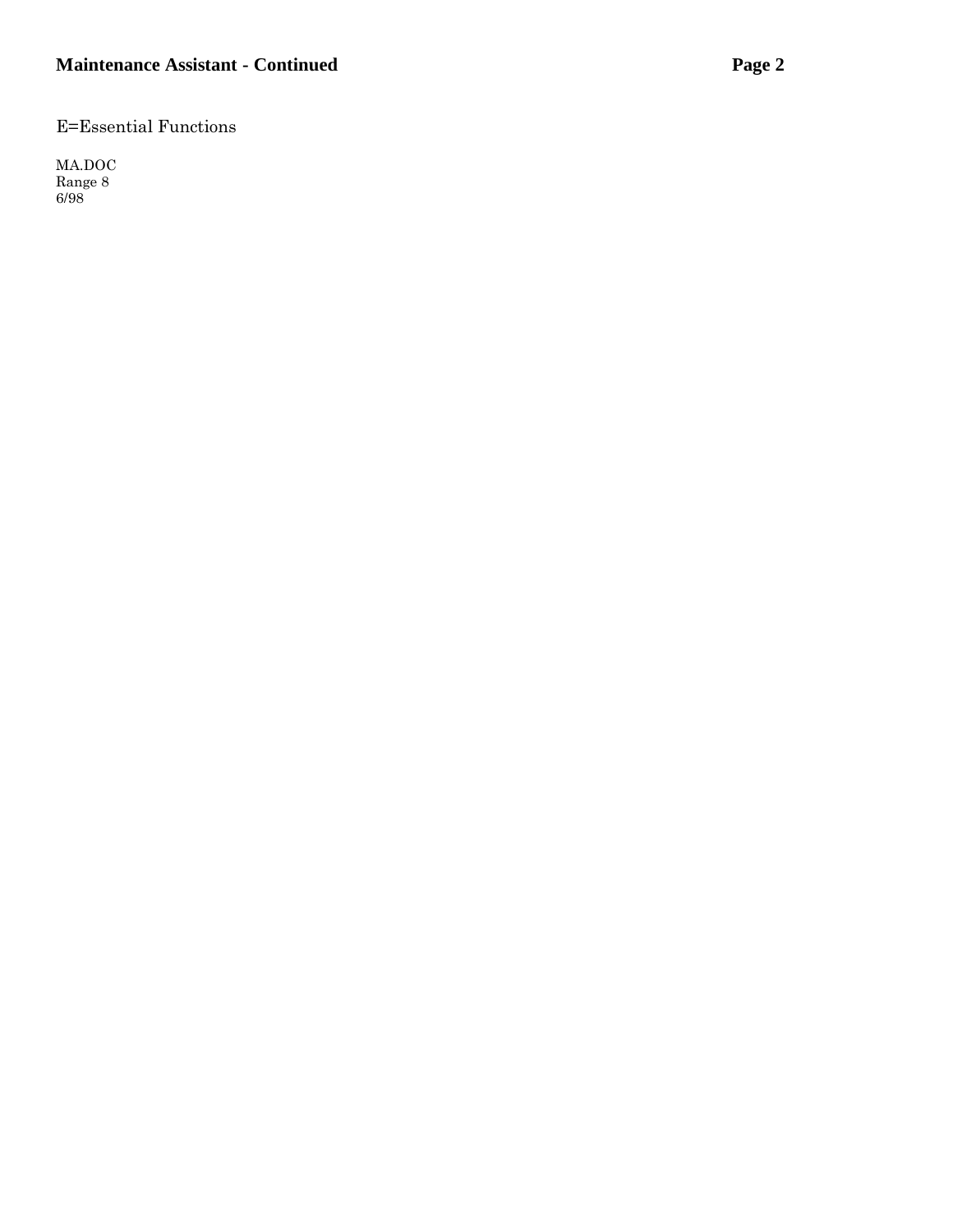E=Essential Functions

MA.DOC
Range 8
6/98